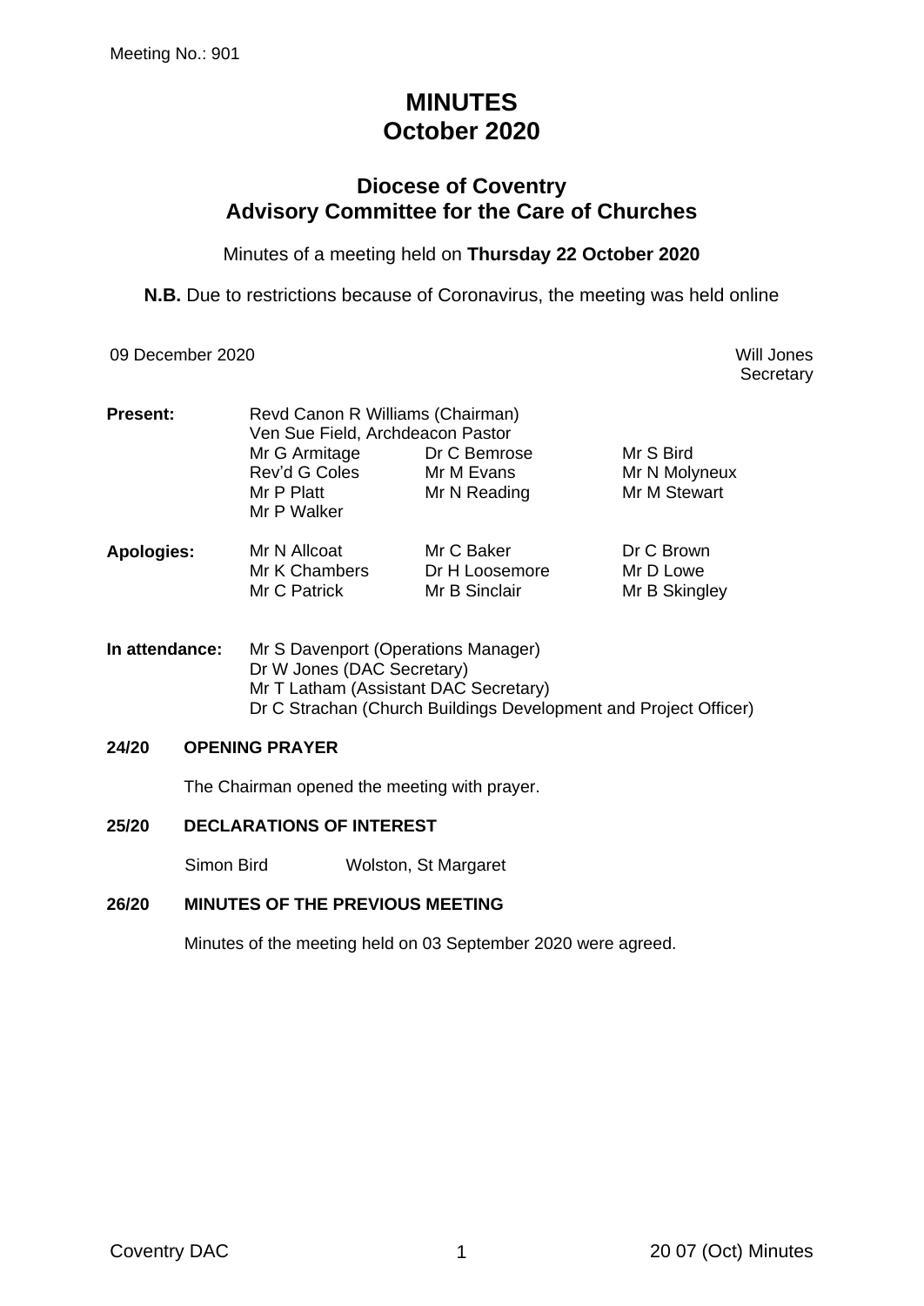Meeting No.: 901

# MINUTES
# October 2020

## Diocese of Coventry
## Advisory Committee for the Care of Churches

Minutes of a meeting held on **Thursday 22 October 2020**

**N.B.** Due to restrictions because of Coronavirus, the meeting was held online

09 December 2020

Will Jones
Secretary

**Present:** Revd Canon R Williams (Chairman)
Ven Sue Field, Archdeacon Pastor
Mr G Armitage, Dr C Bemrose, Mr S Bird, Rev'd G Coles, Mr M Evans, Mr N Molyneux, Mr P Platt, Mr N Reading, Mr M Stewart, Mr P Walker

**Apologies:** Mr N Allcoat, Mr C Baker, Dr C Brown, Mr K Chambers, Dr H Loosemore, Mr D Lowe, Mr C Patrick, Mr B Sinclair, Mr B Skingley

**In attendance:** Mr S Davenport (Operations Manager)
Dr W Jones (DAC Secretary)
Mr T Latham (Assistant DAC Secretary)
Dr C Strachan (Church Buildings Development and Project Officer)

### 24/20 OPENING PRAYER

The Chairman opened the meeting with prayer.

### 25/20 DECLARATIONS OF INTEREST

Simon Bird — Wolston, St Margaret

### 26/20 MINUTES OF THE PREVIOUS MEETING

Minutes of the meeting held on 03 September 2020 were agreed.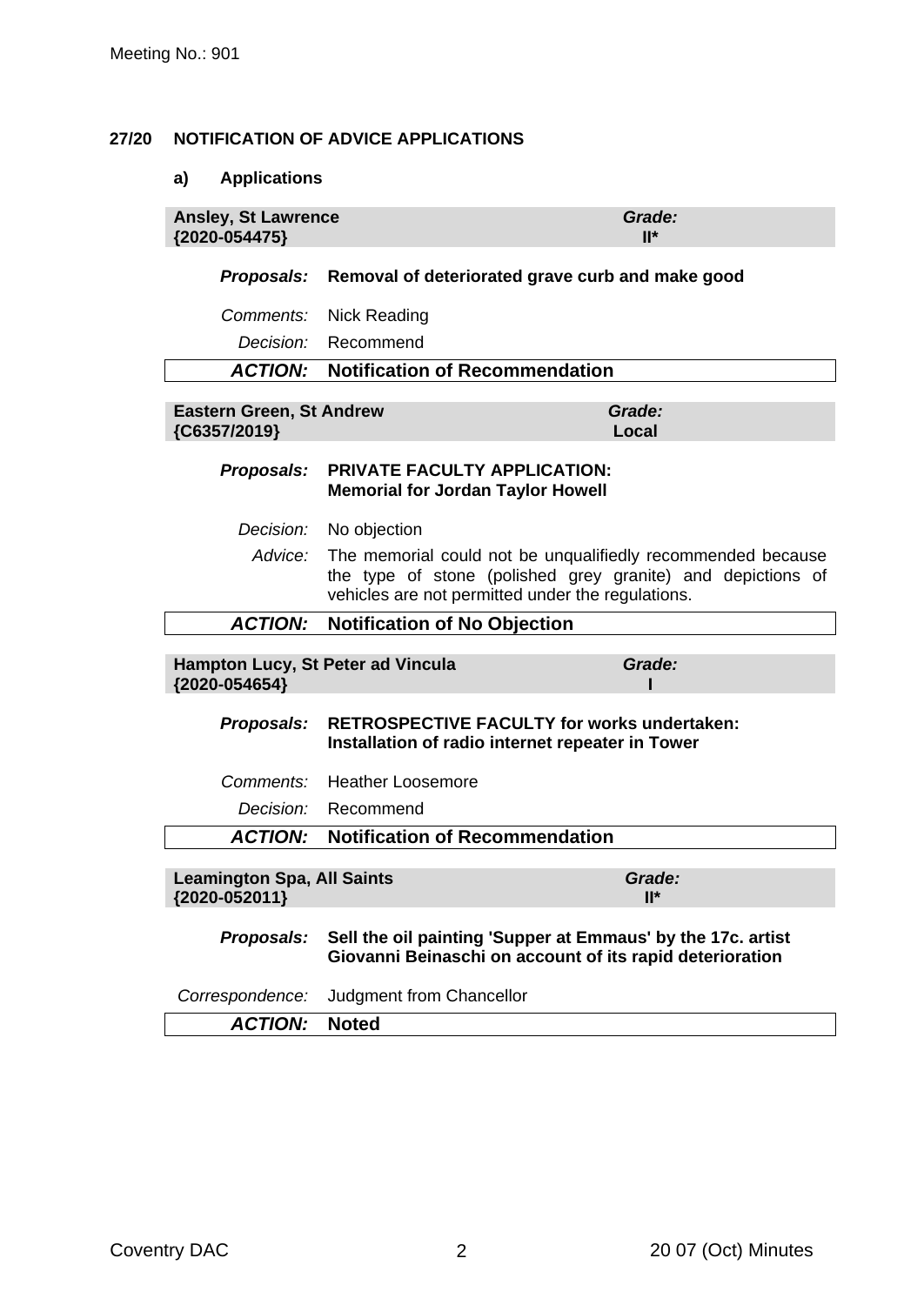Meeting No.: 901

## 27/20 NOTIFICATION OF ADVICE APPLICATIONS

### a) Applications

| **Ansley, St Lawrence {2020-054475}** | ***Grade:* II*** |
|---|---|

***Proposals:*** **Removal of deteriorated grave curb and make good**

*Comments:* Nick Reading

*Decision:* Recommend

***ACTION:*** **Notification of Recommendation**

| **Eastern Green, St Andrew {C6357/2019}** | ***Grade:* Local** |
|---|---|

***Proposals:*** **PRIVATE FACULTY APPLICATION: Memorial for Jordan Taylor Howell**

*Decision:* No objection

*Advice:* The memorial could not be unqualifiedly recommended because the type of stone (polished grey granite) and depictions of vehicles are not permitted under the regulations.

***ACTION:*** **Notification of No Objection**

| **Hampton Lucy, St Peter ad Vincula {2020-054654}** | ***Grade:* I** |
|---|---|

***Proposals:*** **RETROSPECTIVE FACULTY for works undertaken: Installation of radio internet repeater in Tower**

*Comments:* Heather Loosemore

*Decision:* Recommend

***ACTION:*** **Notification of Recommendation**

| **Leamington Spa, All Saints {2020-052011}** | ***Grade:* II*** |
|---|---|

***Proposals:*** **Sell the oil painting 'Supper at Emmaus' by the 17c. artist Giovanni Beinaschi on account of its rapid deterioration**

*Correspondence:* Judgment from Chancellor

***ACTION:*** **Noted**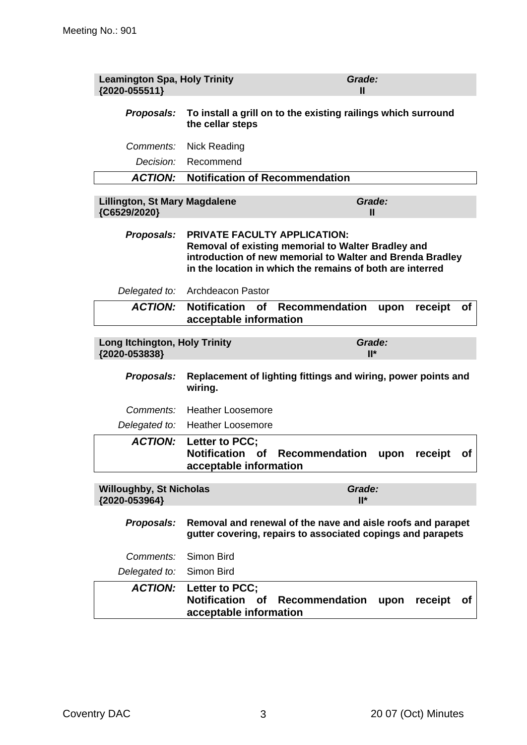Meeting No.: 901

**Leamington Spa, Holy Trinity {2020-055511}** — ***Grade:*** **II**

***Proposals:*** **To install a grill on to the existing railings which surround the cellar steps**

*Comments:* Nick Reading

*Decision:* Recommend

***ACTION:*** **Notification of Recommendation**

**Lillington, St Mary Magdalene {C6529/2020}** — ***Grade:*** **II**

***Proposals:*** **PRIVATE FACULTY APPLICATION: Removal of existing memorial to Walter Bradley and introduction of new memorial to Walter and Brenda Bradley in the location in which the remains of both are interred**

*Delegated to:* Archdeacon Pastor

***ACTION:*** **Notification of Recommendation upon receipt of acceptable information**

**Long Itchington, Holy Trinity {2020-053838}** — ***Grade:*** **II***

***Proposals:*** **Replacement of lighting fittings and wiring, power points and wiring.**

*Comments:* Heather Loosemore

*Delegated to:* Heather Loosemore

***ACTION:*** **Letter to PCC; Notification of Recommendation upon receipt of acceptable information**

**Willoughby, St Nicholas {2020-053964}** — ***Grade:*** **II***

***Proposals:*** **Removal and renewal of the nave and aisle roofs and parapet gutter covering, repairs to associated copings and parapets**

*Comments:* Simon Bird

*Delegated to:* Simon Bird

***ACTION:*** **Letter to PCC; Notification of Recommendation upon receipt of acceptable information**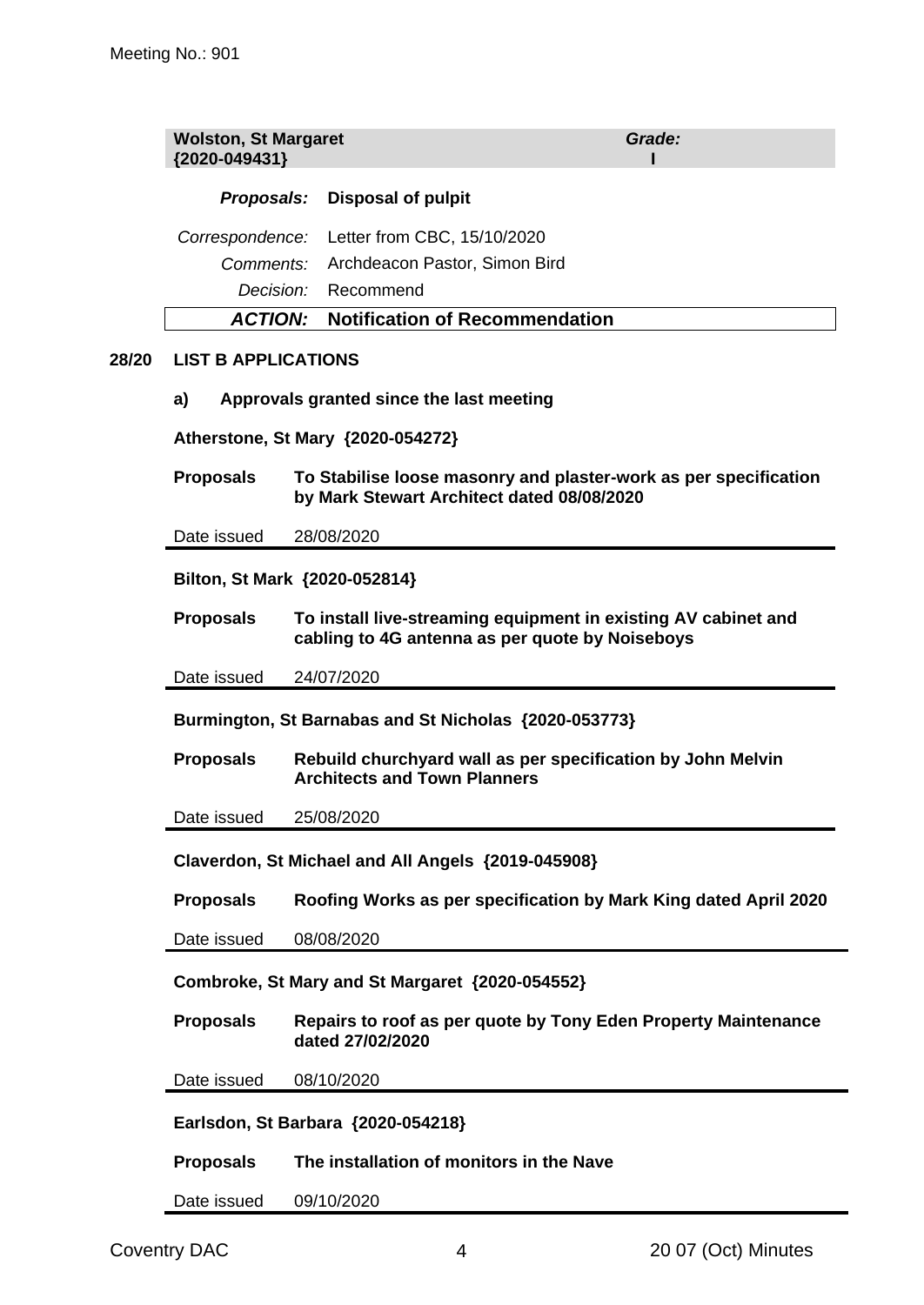| **Wolston, St Margaret {2020-049431}** | ***Grade:* I** |
|---|---|

| | |
|---|---|
| ***Proposals:*** | **Disposal of pulpit** |
| *Correspondence:* | Letter from CBC, 15/10/2020 |
| *Comments:* | Archdeacon Pastor, Simon Bird |
| *Decision:* | Recommend |
| ***ACTION:*** | **Notification of Recommendation** |

## 28/20 LIST B APPLICATIONS

### a) Approvals granted since the last meeting

**Atherstone, St Mary {2020-054272}**

| | |
|---|---|
| **Proposals** | **To Stabilise loose masonry and plaster-work as per specification by Mark Stewart Architect dated 08/08/2020** |
| Date issued | 28/08/2020 |

**Bilton, St Mark {2020-052814}**

| | |
|---|---|
| **Proposals** | **To install live-streaming equipment in existing AV cabinet and cabling to 4G antenna as per quote by Noiseboys** |
| Date issued | 24/07/2020 |

**Burmington, St Barnabas and St Nicholas {2020-053773}**

| | |
|---|---|
| **Proposals** | **Rebuild churchyard wall as per specification by John Melvin Architects and Town Planners** |
| Date issued | 25/08/2020 |

**Claverdon, St Michael and All Angels {2019-045908}**

| | |
|---|---|
| **Proposals** | **Roofing Works as per specification by Mark King dated April 2020** |
| Date issued | 08/08/2020 |

**Combroke, St Mary and St Margaret {2020-054552}**

| | |
|---|---|
| **Proposals** | **Repairs to roof as per quote by Tony Eden Property Maintenance dated 27/02/2020** |
| Date issued | 08/10/2020 |

**Earlsdon, St Barbara {2020-054218}**

| | |
|---|---|
| **Proposals** | **The installation of monitors in the Nave** |
| Date issued | 09/10/2020 |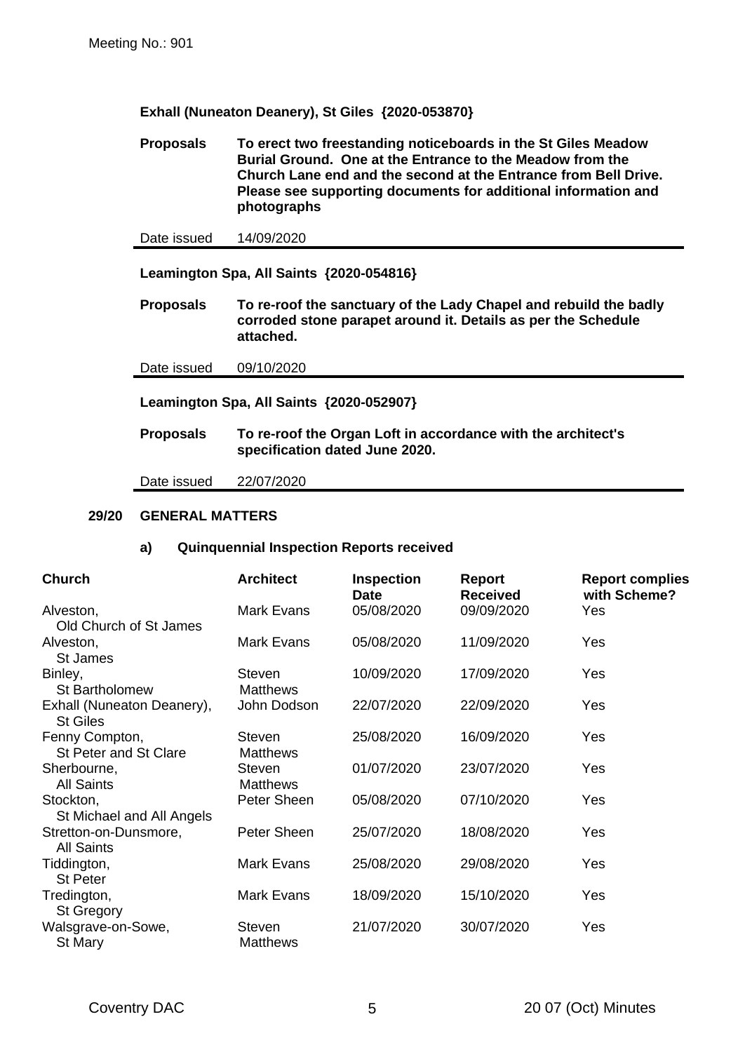**Exhall (Nuneaton Deanery), St Giles {2020-053870}**

**Proposals** **To erect two freestanding noticeboards in the St Giles Meadow Burial Ground. One at the Entrance to the Meadow from the Church Lane end and the second at the Entrance from Bell Drive. Please see supporting documents for additional information and photographs**

Date issued 14/09/2020

---

**Leamington Spa, All Saints {2020-054816}**

**Proposals** **To re-roof the sanctuary of the Lady Chapel and rebuild the badly corroded stone parapet around it. Details as per the Schedule attached.**

Date issued 09/10/2020

---

**Leamington Spa, All Saints {2020-052907}**

**Proposals** **To re-roof the Organ Loft in accordance with the architect's specification dated June 2020.**

Date issued 22/07/2020

---

## 29/20 GENERAL MATTERS

### a) Quinquennial Inspection Reports received

| Church | Architect | Inspection Date | Report Received | Report complies with Scheme? |
|---|---|---|---|---|
| Alveston, Old Church of St James | Mark Evans | 05/08/2020 | 09/09/2020 | Yes |
| Alveston, St James | Mark Evans | 05/08/2020 | 11/09/2020 | Yes |
| Binley, St Bartholomew | Steven Matthews | 10/09/2020 | 17/09/2020 | Yes |
| Exhall (Nuneaton Deanery), St Giles | John Dodson | 22/07/2020 | 22/09/2020 | Yes |
| Fenny Compton, St Peter and St Clare | Steven Matthews | 25/08/2020 | 16/09/2020 | Yes |
| Sherbourne, All Saints | Steven Matthews | 01/07/2020 | 23/07/2020 | Yes |
| Stockton, St Michael and All Angels | Peter Sheen | 05/08/2020 | 07/10/2020 | Yes |
| Stretton-on-Dunsmore, All Saints | Peter Sheen | 25/07/2020 | 18/08/2020 | Yes |
| Tiddington, St Peter | Mark Evans | 25/08/2020 | 29/08/2020 | Yes |
| Tredington, St Gregory | Mark Evans | 18/09/2020 | 15/10/2020 | Yes |
| Walsgrave-on-Sowe, St Mary | Steven Matthews | 21/07/2020 | 30/07/2020 | Yes |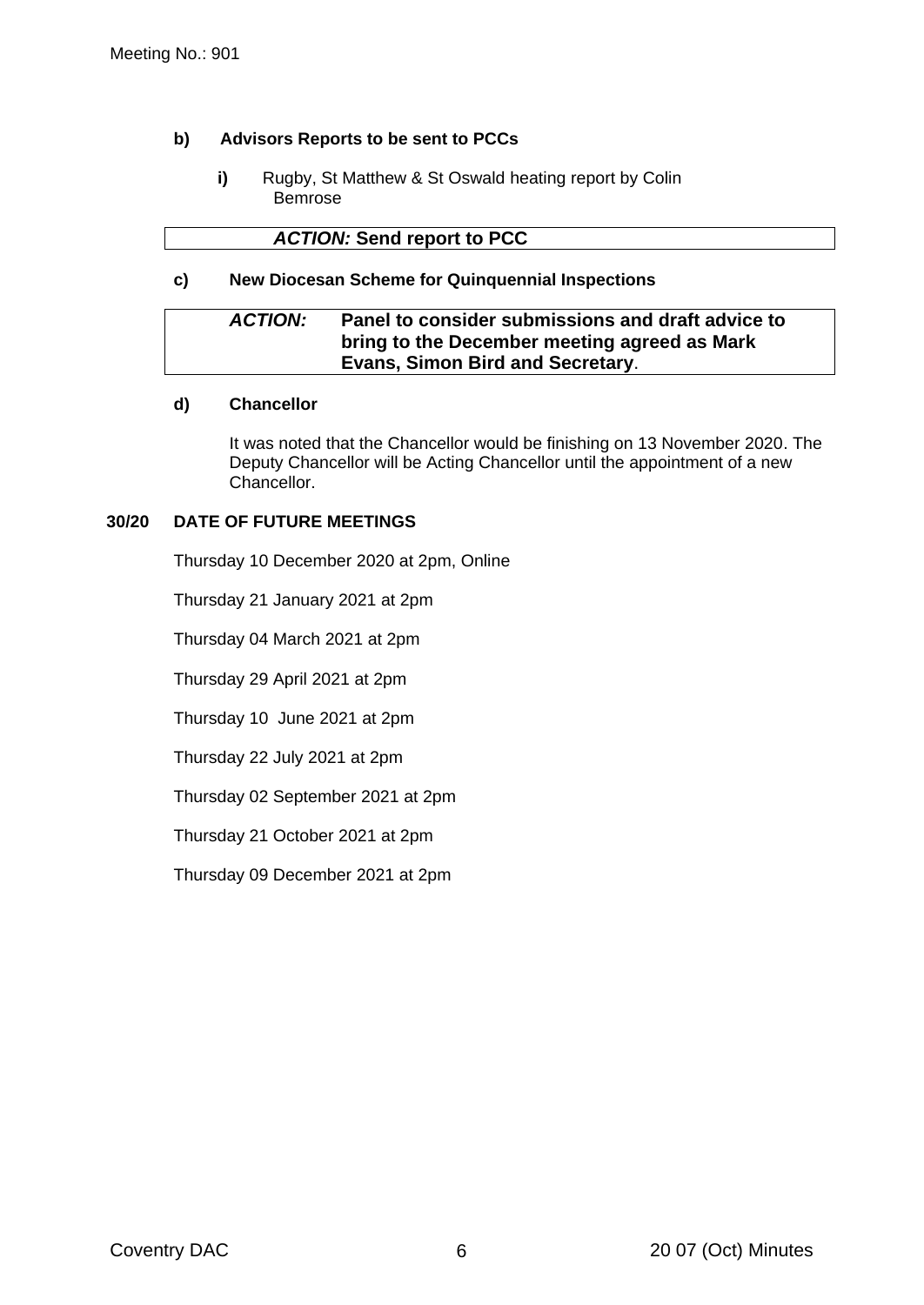**b) Advisors Reports to be sent to PCCs**

**i)** Rugby, St Matthew & St Oswald heating report by Colin Bemrose

***ACTION:* Send report to PCC**

**c) New Diocesan Scheme for Quinquennial Inspections**

***ACTION:*** **Panel to consider submissions and draft advice to bring to the December meeting agreed as Mark Evans, Simon Bird and Secretary**.

**d) Chancellor**

It was noted that the Chancellor would be finishing on 13 November 2020. The Deputy Chancellor will be Acting Chancellor until the appointment of a new Chancellor.

## 30/20 DATE OF FUTURE MEETINGS

Thursday 10 December 2020 at 2pm, Online

Thursday 21 January 2021 at 2pm

Thursday 04 March 2021 at 2pm

Thursday 29 April 2021 at 2pm

Thursday 10 June 2021 at 2pm

Thursday 22 July 2021 at 2pm

Thursday 02 September 2021 at 2pm

Thursday 21 October 2021 at 2pm

Thursday 09 December 2021 at 2pm